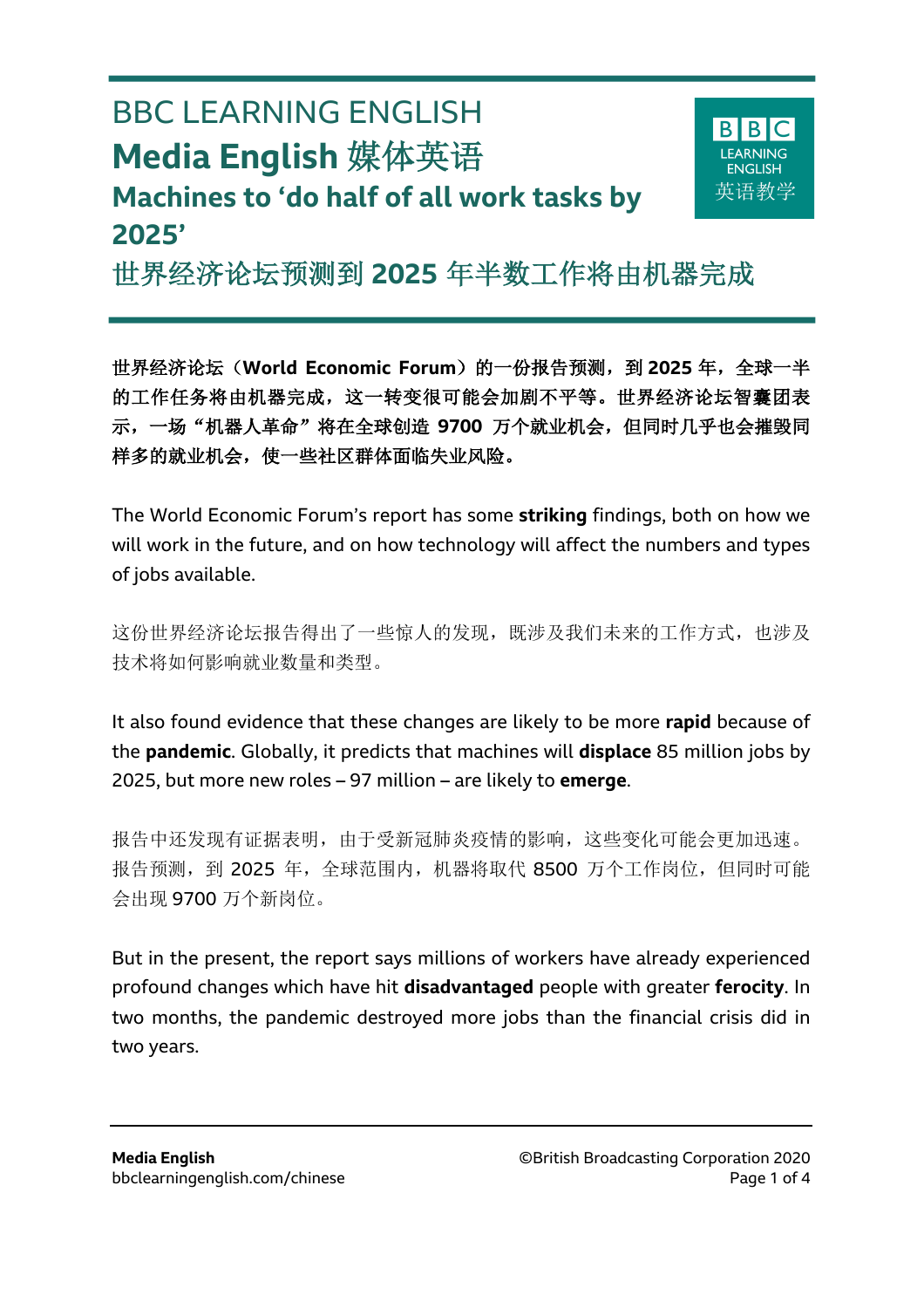BBC LEARNING ENGLISH

# Media English 媒体英语

## Machines to ‘do half of all work tasks by 2025’

## 世界经济论坛预测到 2025 年半数工作将由机器完成

**世界经济论坛（World Economic Forum）的一份报告预测，到 2025 年，全球一半的工作任务将由机器完成，这一转变很可能会加剧不平等。世界经济论坛智囊团表示，一场“机器人革命”将在全球创造 9700 万个就业机会，但同时几乎也会摧毁同样多的就业机会，使一些社区群体面临失业风险。**

The World Economic Forum’s report has some **striking** findings, both on how we will work in the future, and on how technology will affect the numbers and types of jobs available.

这份世界经济论坛报告得出了一些惊人的发现，既涉及我们未来的工作方式，也涉及技术将如何影响就业数量和类型。

It also found evidence that these changes are likely to be more **rapid** because of the **pandemic**. Globally, it predicts that machines will **displace** 85 million jobs by 2025, but more new roles – 97 million – are likely to **emerge**.

报告中还发现有证据表明，由于受新冠肺炎疫情的影响，这些变化可能会更加迅速。报告预测，到 2025 年，全球范围内，机器将取代 8500 万个工作岗位，但同时可能会出现 9700 万个新岗位。

But in the present, the report says millions of workers have already experienced profound changes which have hit **disadvantaged** people with greater **ferocity**. In two months, the pandemic destroyed more jobs than the financial crisis did in two years.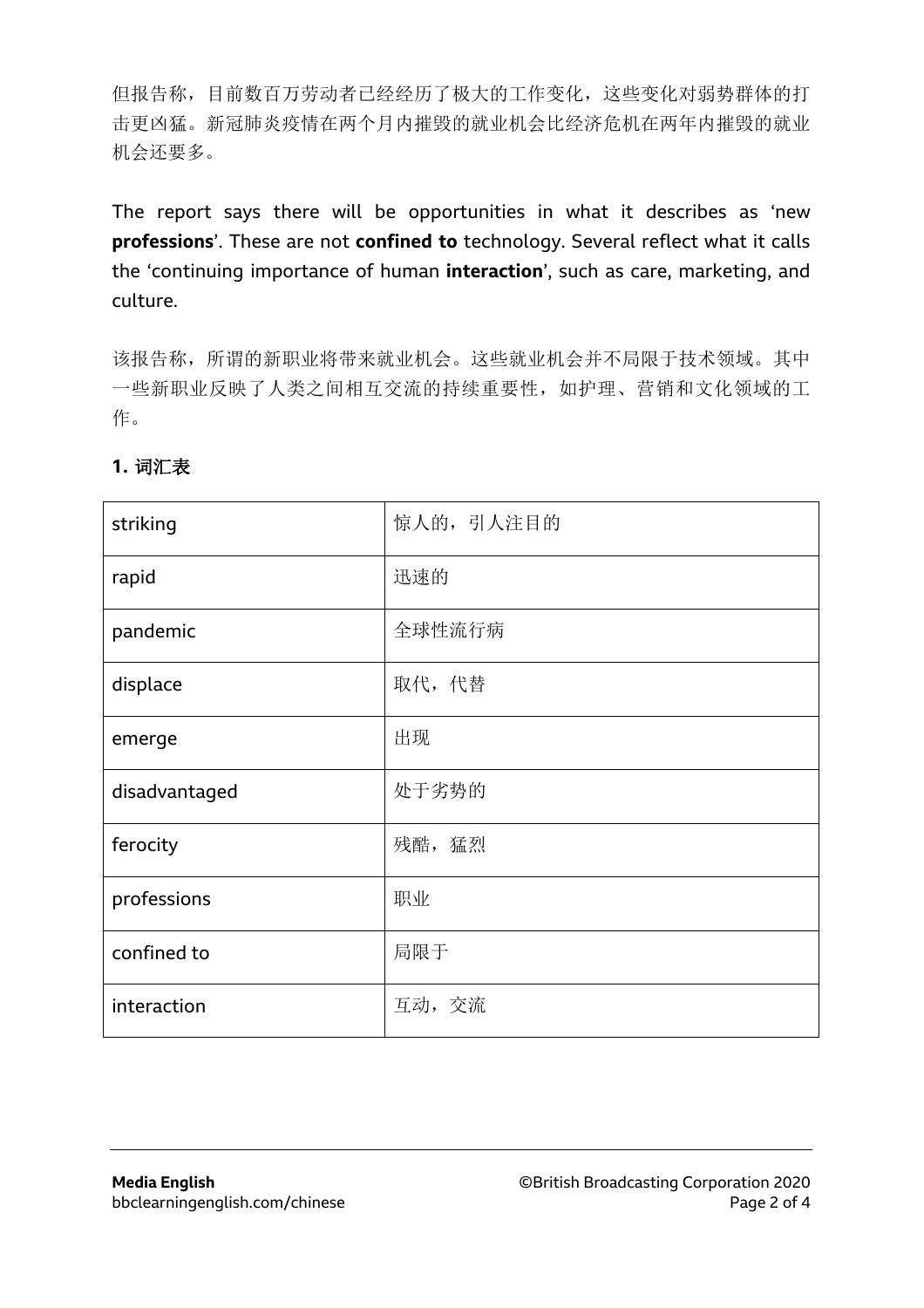但报告称，目前数百万劳动者已经经历了极大的工作变化，这些变化对弱势群体的打击更凶猛。新冠肺炎疫情在两个月内摧毁的就业机会比经济危机在两年内摧毁的就业机会还要多。

The report says there will be opportunities in what it describes as 'new **professions**'. These are not **confined to** technology. Several reflect what it calls the 'continuing importance of human **interaction**', such as care, marketing, and culture.

该报告称，所谓的新职业将带来就业机会。这些就业机会并不局限于技术领域。其中一些新职业反映了人类之间相互交流的持续重要性，如护理、营销和文化领域的工作。

**1. 词汇表**

| striking | 惊人的，引人注目的 |
|---|---|
| rapid | 迅速的 |
| pandemic | 全球性流行病 |
| displace | 取代，代替 |
| emerge | 出现 |
| disadvantaged | 处于劣势的 |
| ferocity | 残酷，猛烈 |
| professions | 职业 |
| confined to | 局限于 |
| interaction | 互动，交流 |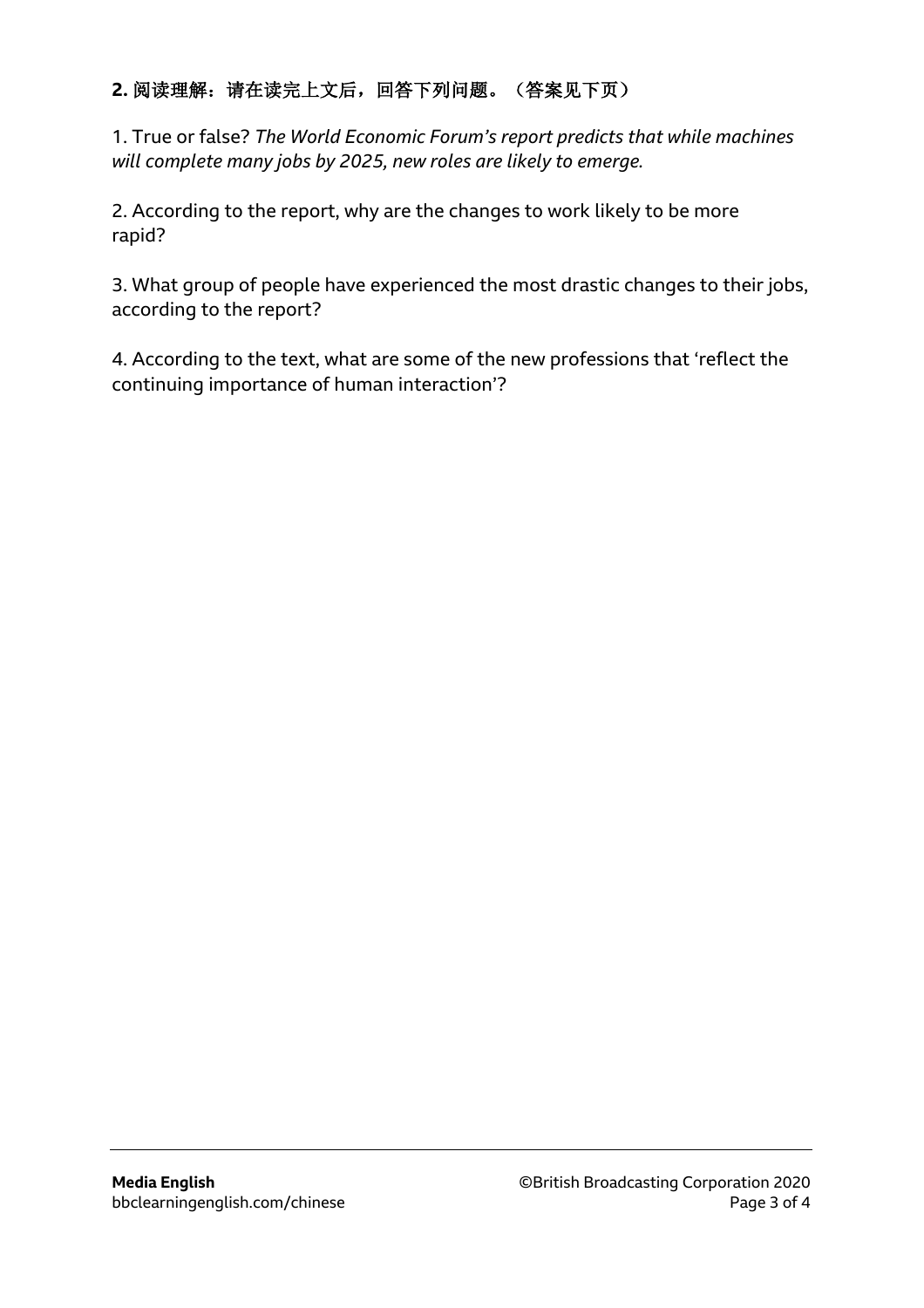**2.** **阅读理解：请在读完上文后，回答下列问题。（答案见下页）**

1. True or false? *The World Economic Forum's report predicts that while machines will complete many jobs by 2025, new roles are likely to emerge.*

2. According to the report, why are the changes to work likely to be more rapid?

3. What group of people have experienced the most drastic changes to their jobs, according to the report?

4. According to the text, what are some of the new professions that 'reflect the continuing importance of human interaction'?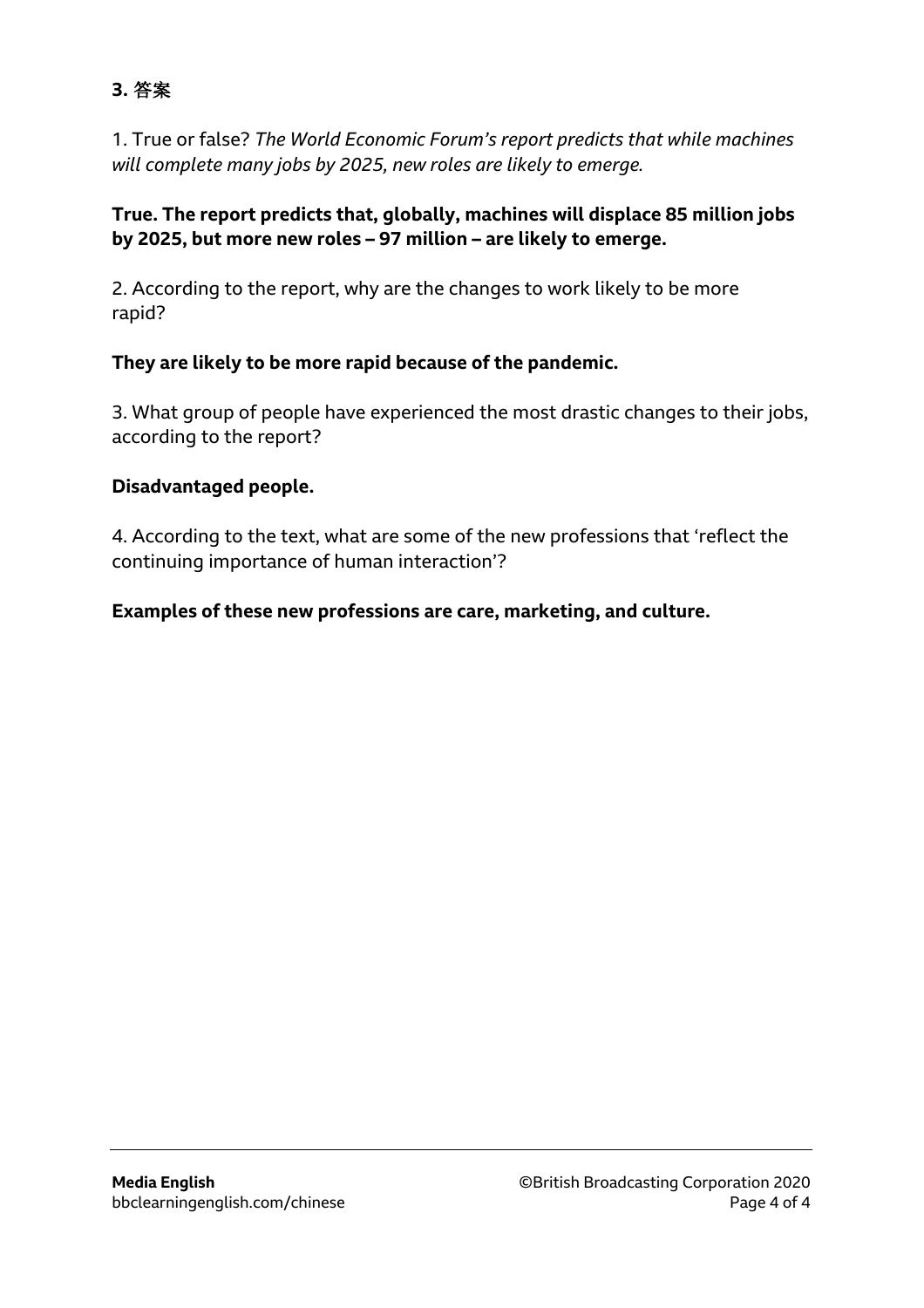**3. 答案**

1. True or false? *The World Economic Forum's report predicts that while machines will complete many jobs by 2025, new roles are likely to emerge.*

**True. The report predicts that, globally, machines will displace 85 million jobs by 2025, but more new roles – 97 million – are likely to emerge.**

2. According to the report, why are the changes to work likely to be more rapid?

**They are likely to be more rapid because of the pandemic.**

3. What group of people have experienced the most drastic changes to their jobs, according to the report?

**Disadvantaged people.**

4. According to the text, what are some of the new professions that 'reflect the continuing importance of human interaction'?

**Examples of these new professions are care, marketing, and culture.**